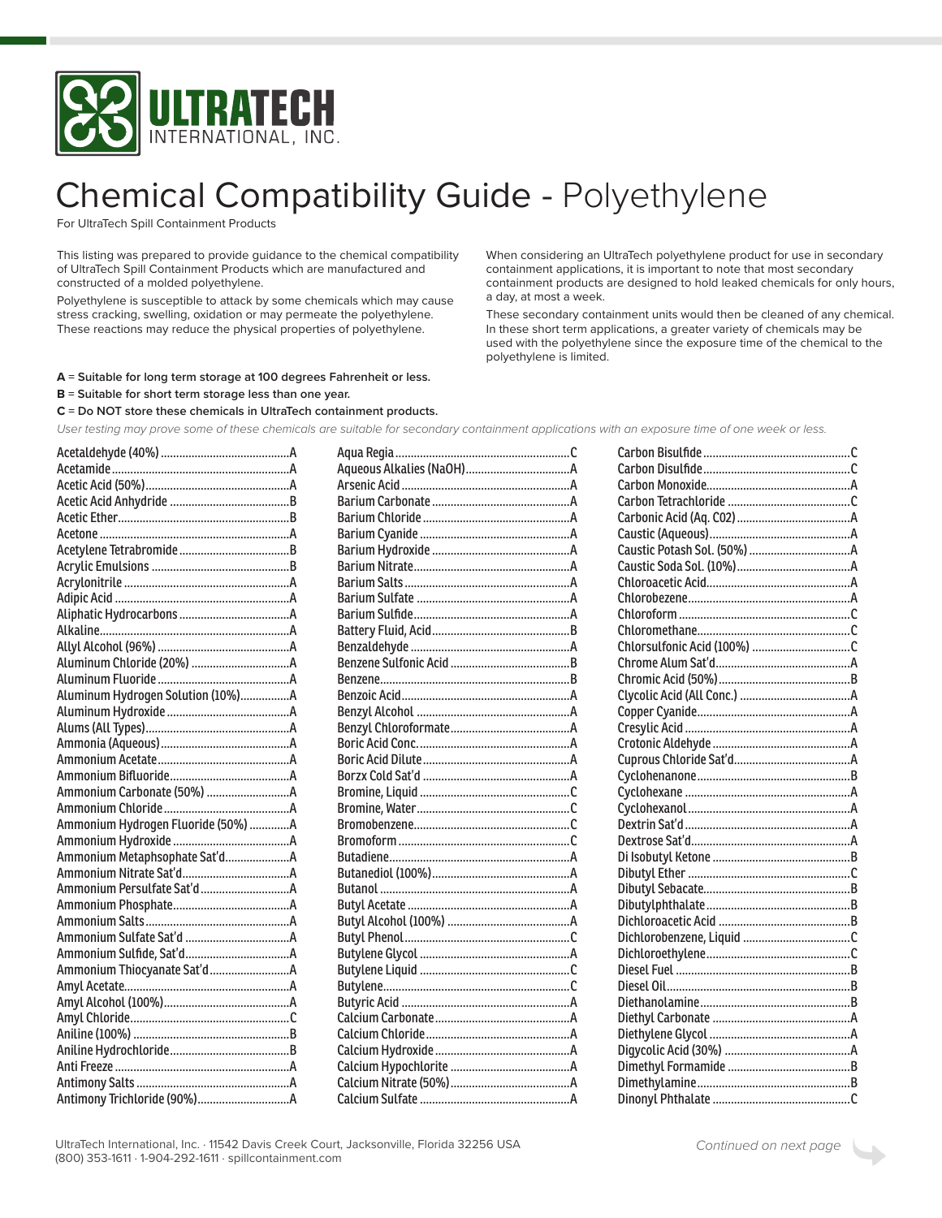# Chemical Compatibility Guide - Polyethylene

For UltraTech Spill Containment Products

This listing was prepared to provide guidance to the chemical compatibility of UltraTech Spill Containment Products which are manufactured and constructed of a molded polyethylene.

Polyethylene is susceptible to attack by some chemicals which may cause stress cracking, swelling, oxidation or may permeate the polyethylene. These reactions may reduce the physical properties of polyethylene.

When considering an UltraTech polyethylene product for use in secondary containment applications, it is important to note that most secondary containment products are designed to hold leaked chemicals for only hours, a day, at most a week.

These secondary containment units would then be cleaned of any chemical. In these short term applications, a greater variety of chemicals may be used with the polyethylene since the exposure time of the chemical to the polyethylene is limited.

**A** = Suitable for long term storage at 100 degrees Fahrenheit or less.

**B** = Suitable for short term storage less than one year.

**C** = Do NOT store these chemicals in UltraTech containment products.

*User testing may prove some of these chemicals are suitable for secondary containment applications with an exposure time of one week or less.*

| Chemical | Rating |
|---|---|
| Acetaldehyde (40%) | A |
| Acetamide | A |
| Acetic Acid (50%) | A |
| Acetic Acid Anhydride | B |
| Acetic Ether | B |
| Acetone | A |
| Acetylene Tetrabromide | B |
| Acrylic Emulsions | B |
| Acrylonitrile | A |
| Adipic Acid | A |
| Aliphatic Hydrocarbons | A |
| Alkaline | A |
| Allyl Alcohol (96%) | A |
| Aluminum Chloride (20%) | A |
| Aluminum Fluoride | A |
| Aluminum Hydrogen Solution (10%) | A |
| Aluminum Hydroxide | A |
| Alums (All Types) | A |
| Ammonia (Aqueous) | A |
| Ammonium Acetate | A |
| Ammonium Bifluoride | A |
| Ammonium Carbonate (50%) | A |
| Ammonium Chloride | A |
| Ammonium Hydrogen Fluoride (50%) | A |
| Ammonium Hydroxide | A |
| Ammonium Metaphsophate Sat'd | A |
| Ammonium Nitrate Sat'd | A |
| Ammonium Persulfate Sat'd | A |
| Ammonium Phosphate | A |
| Ammonium Salts | A |
| Ammonium Sulfate Sat'd | A |
| Ammonium Sulfide, Sat'd | A |
| Ammonium Thiocyanate Sat'd | A |
| Amyl Acetate | A |
| Amyl Alcohol (100%) | A |
| Amyl Chloride | C |
| Aniline (100%) | B |
| Aniline Hydrochloride | B |
| Anti Freeze | A |
| Antimony Salts | A |
| Antimony Trichloride (90%) | A |
| Aqua Regia | C |
| Aqueous Alkalies (NaOH) | A |
| Arsenic Acid | A |
| Barium Carbonate | A |
| Barium Chloride | A |
| Barium Cyanide | A |
| Barium Hydroxide | A |
| Barium Nitrate | A |
| Barium Salts | A |
| Barium Sulfate | A |
| Barium Sulfide | A |
| Battery Fluid, Acid | B |
| Benzaldehyde | A |
| Benzene Sulfonic Acid | B |
| Benzene | B |
| Benzoic Acid | A |
| Benzyl Alcohol | A |
| Benzyl Chloroformate | A |
| Boric Acid Conc. | A |
| Boric Acid Dilute | A |
| Borzx Cold Sat'd | A |
| Bromine, Liquid | C |
| Bromine, Water | C |
| Bromobenzene | C |
| Bromoform | C |
| Butadiene | A |
| Butanediol (100%) | A |
| Butanol | A |
| Butyl Acetate | A |
| Butyl Alcohol (100%) | A |
| Butyl Phenol | C |
| Butylene Glycol | A |
| Butylene Liquid | C |
| Butylene | C |
| Butyric Acid | A |
| Calcium Carbonate | A |
| Calcium Chloride | A |
| Calcium Hydroxide | A |
| Calcium Hypochlorite | A |
| Calcium Nitrate (50%) | A |
| Calcium Sulfate | A |
| Carbon Bisulfide | C |
| Carbon Disulfide | C |
| Carbon Monoxide | A |
| Carbon Tetrachloride | C |
| Carbonic Acid (Aq. CO2) | A |
| Caustic (Aqueous) | A |
| Caustic Potash Sol. (50%) | A |
| Caustic Soda Sol. (10%) | A |
| Chloroacetic Acid | A |
| Chlorobezene | A |
| Chloroform | C |
| Chloromethane | C |
| Chlorsulfonic Acid (100%) | C |
| Chrome Alum Sat'd | A |
| Chromic Acid (50%) | B |
| Clycolic Acid (All Conc.) | A |
| Copper Cyanide | A |
| Cresylic Acid | A |
| Crotonic Aldehyde | A |
| Cuprous Chloride Sat'd | A |
| Cyclohenanone | B |
| Cyclohexane | A |
| Cyclohexanol | A |
| Dextrin Sat'd | A |
| Dextrose Sat'd | A |
| Di Isobutyl Ketone | B |
| Dibutyl Ether | C |
| Dibutyl Sebacate | B |
| Dibutylphthalate | B |
| Dichloroacetic Acid | B |
| Dichlorobenzene, Liquid | C |
| Dichloroethylene | C |
| Diesel Fuel | B |
| Diesel Oil | B |
| Diethanolamine | B |
| Diethyl Carbonate | A |
| Diethylene Glycol | A |
| Digycolic Acid (30%) | A |
| Dimethyl Formamide | B |
| Dimethylamine | B |
| Dinonyl Phthalate | C |

*Continued on next page*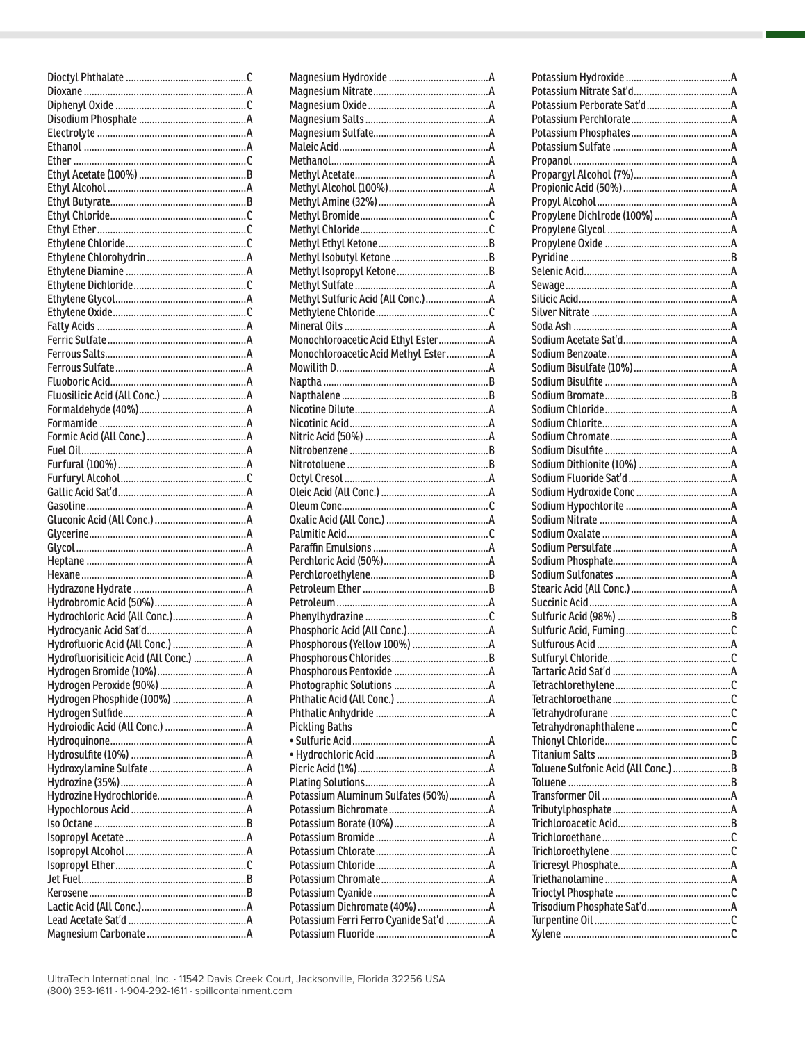| | |
|---|---|
| Dioctyl Phthalate | C |
| Dioxane | A |
| Diphenyl Oxide | C |
| Disodium Phosphate | A |
| Electrolyte | A |
| Ethanol | A |
| Ether | C |
| Ethyl Acetate (100%) | B |
| Ethyl Alcohol | A |
| Ethyl Butyrate | B |
| Ethyl Chloride | C |
| Ethyl Ether | C |
| Ethylene Chloride | C |
| Ethylene Chlorohydrin | A |
| Ethylene Diamine | A |
| Ethylene Dichloride | C |
| Ethylene Glycol | A |
| Ethylene Oxide | C |
| Fatty Acids | A |
| Ferric Sulfate | A |
| Ferrous Salts | A |
| Ferrous Sulfate | A |
| Fluoboric Acid | A |
| Fluosilicic Acid (All Conc.) | A |
| Formaldehyde (40%) | A |
| Formamide | A |
| Formic Acid (All Conc.) | A |
| Fuel Oil | A |
| Furfural (100%) | A |
| Furfuryl Alcohol | C |
| Gallic Acid Sat'd | A |
| Gasoline | A |
| Gluconic Acid (All Conc.) | A |
| Glycerine | A |
| Glycol | A |
| Heptane | A |
| Hexane | A |
| Hydrazone Hydrate | A |
| Hydrobromic Acid (50%) | A |
| Hydrochloric Acid (All Conc.) | A |
| Hydrocyanic Acid Sat'd | A |
| Hydrofluoric Acid (All Conc.) | A |
| Hydrofluorisilicic Acid (All Conc.) | A |
| Hydrogen Bromide (10%) | A |
| Hydrogen Peroxide (90%) | A |
| Hydrogen Phosphide (100%) | A |
| Hydrogen Sulfide | A |
| Hydroiodic Acid (All Conc.) | A |
| Hydroquinone | A |
| Hydrosulfite (10%) | A |
| Hydroxylamine Sulfate | A |
| Hydrozine (35%) | A |
| Hydrozine Hydrochloride | A |
| Hypochlorous Acid | A |
| Iso Octane | B |
| Isopropyl Acetate | A |
| Isopropyl Alcohol | A |
| Isopropyl Ether | C |
| Jet Fuel | B |
| Kerosene | B |
| Lactic Acid (All Conc.) | A |
| Lead Acetate Sat'd | A |
| Magnesium Carbonate | A |
| Magnesium Hydroxide | A |
| Magnesium Nitrate | A |
| Magnesium Oxide | A |
| Magnesium Salts | A |
| Magnesium Sulfate | A |
| Maleic Acid | A |
| Methanol | A |
| Methyl Acetate | A |
| Methyl Alcohol (100%) | A |
| Methyl Amine (32%) | A |
| Methyl Bromide | C |
| Methyl Chloride | C |
| Methyl Ethyl Ketone | B |
| Methyl Isobutyl Ketone | B |
| Methyl Isopropyl Ketone | B |
| Methyl Sulfate | A |
| Methyl Sulfuric Acid (All Conc.) | A |
| Methylene Chloride | C |
| Mineral Oils | A |
| Monochloroacetic Acid Ethyl Ester | A |
| Monochloroacetic Acid Methyl Ester | A |
| Mowilith D | A |
| Naptha | B |
| Napthalene | B |
| Nicotine Dilute | A |
| Nicotinic Acid | A |
| Nitric Acid (50%) | A |
| Nitrobenzene | B |
| Nitrotoluene | B |
| Octyl Cresol | A |
| Oleic Acid (All Conc.) | A |
| Oleum Conc. | C |
| Oxalic Acid (All Conc.) | A |
| Palmitic Acid | C |
| Paraffin Emulsions | A |
| Perchloric Acid (50%) | A |
| Perchloroethylene | B |
| Petroleum Ether | B |
| Petroleum | A |
| Phenylhydrazine | C |
| Phosphoric Acid (All Conc.) | A |
| Phosphorous (Yellow 100%) | A |
| Phosphorous Chlorides | B |
| Phosphorous Pentoxide | A |
| Photographic Solutions | A |
| Phthalic Acid (All Conc.) | A |
| Phthalic Anhydride | A |
| Pickling Baths | |
| • Sulfuric Acid | A |
| • Hydrochloric Acid | A |
| Picric Acid (1%) | A |
| Plating Solutions | A |
| Potassium Aluminum Sulfates (50%) | A |
| Potassium Bichromate | A |
| Potassium Borate (10%) | A |
| Potassium Bromide | A |
| Potassium Chlorate | A |
| Potassium Chloride | A |
| Potassium Chromate | A |
| Potassium Cyanide | A |
| Potassium Dichromate (40%) | A |
| Potassium Ferri Ferro Cyanide Sat'd | A |
| Potassium Fluoride | A |
| Potassium Hydroxide | A |
| Potassium Nitrate Sat'd | A |
| Potassium Perborate Sat'd | A |
| Potassium Perchlorate | A |
| Potassium Phosphates | A |
| Potassium Sulfate | A |
| Propanol | A |
| Propargyl Alcohol (7%) | A |
| Propionic Acid (50%) | A |
| Propyl Alcohol | A |
| Propylene Dichlrode (100%) | A |
| Propylene Glycol | A |
| Propylene Oxide | A |
| Pyridine | B |
| Selenic Acid | A |
| Sewage | A |
| Silicic Acid | A |
| Silver Nitrate | A |
| Soda Ash | A |
| Sodium Acetate Sat'd | A |
| Sodium Benzoate | A |
| Sodium Bisulfate (10%) | A |
| Sodium Bisulfite | A |
| Sodium Bromate | B |
| Sodium Chloride | A |
| Sodium Chlorite | A |
| Sodium Chromate | A |
| Sodium Disulfite | A |
| Sodium Dithionite (10%) | A |
| Sodium Fluoride Sat'd | A |
| Sodium Hydroxide Conc | A |
| Sodium Hypochlorite | A |
| Sodium Nitrate | A |
| Sodium Oxalate | A |
| Sodium Persulfate | A |
| Sodium Phosphate | A |
| Sodium Sulfonates | A |
| Stearic Acid (All Conc.) | A |
| Succinic Acid | A |
| Sulfuric Acid (98%) | B |
| Sulfuric Acid, Fuming | C |
| Sulfurous Acid | A |
| Sulfuryl Chloride | C |
| Tartaric Acid Sat'd | A |
| Tetrachlorethylene | C |
| Tetrachloroethane | C |
| Tetrahydrofurane | C |
| Tetrahydronaphthalene | C |
| Thionyl Chloride | C |
| Titanium Salts | B |
| Toluene Sulfonic Acid (All Conc.) | B |
| Toluene | B |
| Transformer Oil | A |
| Tributylphosphate | A |
| Trichloroacetic Acid | B |
| Trichloroethane | C |
| Trichloroethylene | C |
| Tricresyl Phosphate | A |
| Triethanolamine | A |
| Trioctyl Phosphate | C |
| Trisodium Phosphate Sat'd | A |
| Turpentine Oil | C |
| Xylene | C |

UltraTech International, Inc. · 11542 Davis Creek Court, Jacksonville, Florida 32256 USA
(800) 353-1611 · 1-904-292-1611 · spillcontainment.com